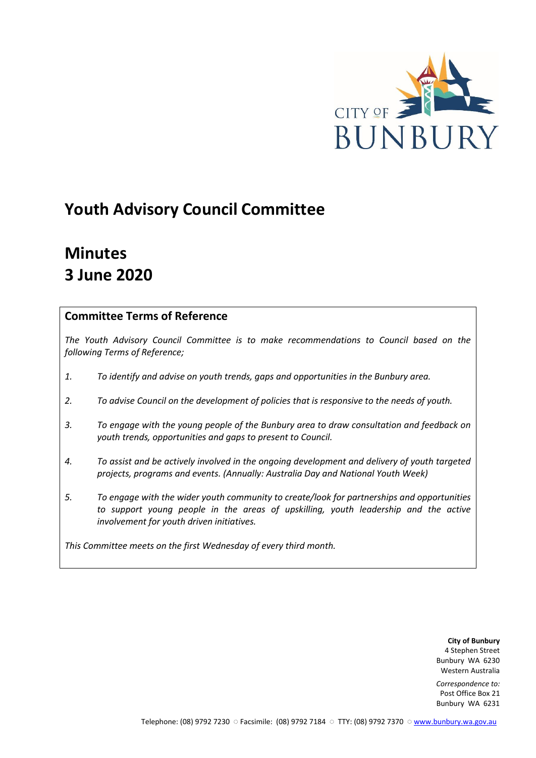CITY OF BUNBURY

# Youth Advisory Council Committee

# Minutes
# 3 June 2020

## Committee Terms of Reference

*The Youth Advisory Council Committee is to make recommendations to Council based on the following Terms of Reference;*

1. *To identify and advise on youth trends, gaps and opportunities in the Bunbury area.*
2. *To advise Council on the development of policies that is responsive to the needs of youth.*
3. *To engage with the young people of the Bunbury area to draw consultation and feedback on youth trends, opportunities and gaps to present to Council.*
4. *To assist and be actively involved in the ongoing development and delivery of youth targeted projects, programs and events. (Annually: Australia Day and National Youth Week)*
5. *To engage with the wider youth community to create/look for partnerships and opportunities to support young people in the areas of upskilling, youth leadership and the active involvement for youth driven initiatives.*

*This Committee meets on the first Wednesday of every third month.*

**City of Bunbury**
4 Stephen Street
Bunbury WA 6230
Western Australia

*Correspondence to:*
Post Office Box 21
Bunbury WA 6231

Telephone: (08) 9792 7230 ○ Facsimile: (08) 9792 7184 ○ TTY: (08) 9792 7370 ○ www.bunbury.wa.gov.au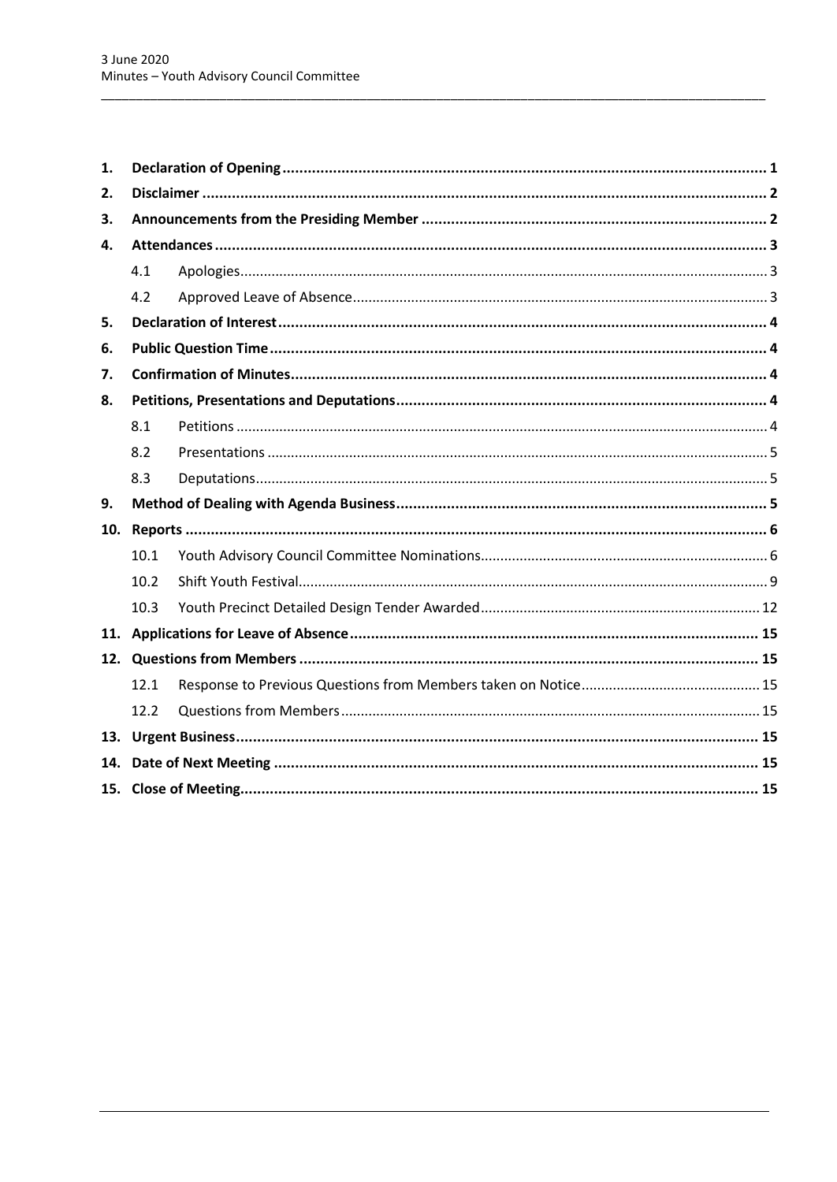| | | |
|---|---|---|
| **1.** | **Declaration of Opening** | **1** |
| **2.** | **Disclaimer** | **2** |
| **3.** | **Announcements from the Presiding Member** | **2** |
| **4.** | **Attendances** | **3** |
| 4.1 | Apologies | 3 |
| 4.2 | Approved Leave of Absence | 3 |
| **5.** | **Declaration of Interest** | **4** |
| **6.** | **Public Question Time** | **4** |
| **7.** | **Confirmation of Minutes** | **4** |
| **8.** | **Petitions, Presentations and Deputations** | **4** |
| 8.1 | Petitions | 4 |
| 8.2 | Presentations | 5 |
| 8.3 | Deputations | 5 |
| **9.** | **Method of Dealing with Agenda Business** | **5** |
| **10.** | **Reports** | **6** |
| 10.1 | Youth Advisory Council Committee Nominations | 6 |
| 10.2 | Shift Youth Festival | 9 |
| 10.3 | Youth Precinct Detailed Design Tender Awarded | 12 |
| **11.** | **Applications for Leave of Absence** | **15** |
| **12.** | **Questions from Members** | **15** |
| 12.1 | Response to Previous Questions from Members taken on Notice | 15 |
| 12.2 | Questions from Members | 15 |
| **13.** | **Urgent Business** | **15** |
| **14.** | **Date of Next Meeting** | **15** |
| **15.** | **Close of Meeting** | **15** |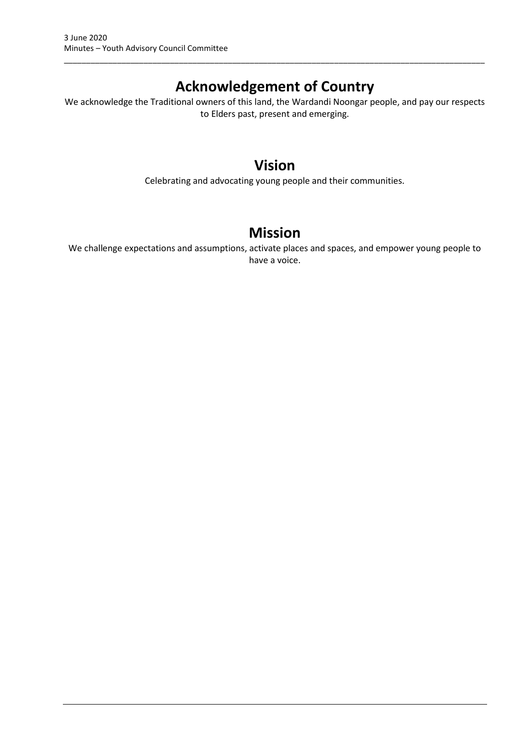# Acknowledgement of Country

We acknowledge the Traditional owners of this land, the Wardandi Noongar people, and pay our respects to Elders past, present and emerging.

# Vision

Celebrating and advocating young people and their communities.

# Mission

We challenge expectations and assumptions, activate places and spaces, and empower young people to have a voice.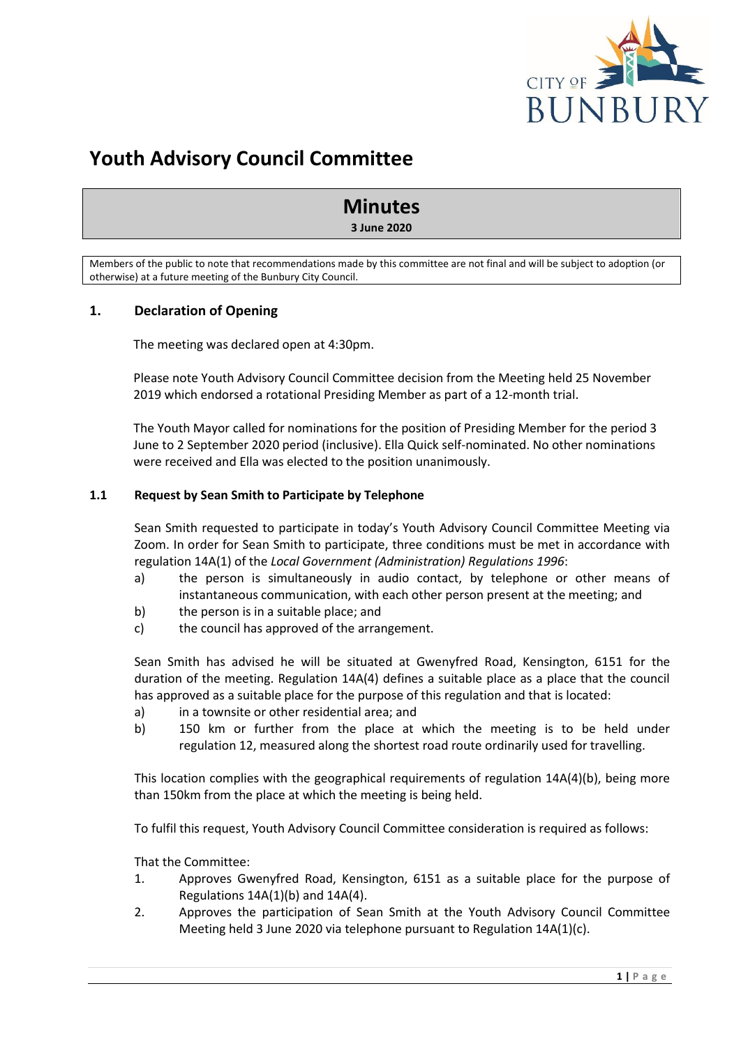# Youth Advisory Council Committee

## Minutes

**3 June 2020**

Members of the public to note that recommendations made by this committee are not final and will be subject to adoption (or otherwise) at a future meeting of the Bunbury City Council.

### 1. Declaration of Opening

The meeting was declared open at 4:30pm.

Please note Youth Advisory Council Committee decision from the Meeting held 25 November 2019 which endorsed a rotational Presiding Member as part of a 12-month trial.

The Youth Mayor called for nominations for the position of Presiding Member for the period 3 June to 2 September 2020 period (inclusive). Ella Quick self-nominated. No other nominations were received and Ella was elected to the position unanimously.

### 1.1 Request by Sean Smith to Participate by Telephone

Sean Smith requested to participate in today's Youth Advisory Council Committee Meeting via Zoom. In order for Sean Smith to participate, three conditions must be met in accordance with regulation 14A(1) of the *Local Government (Administration) Regulations 1996*:

a) the person is simultaneously in audio contact, by telephone or other means of instantaneous communication, with each other person present at the meeting; and
b) the person is in a suitable place; and
c) the council has approved of the arrangement.

Sean Smith has advised he will be situated at Gwenyfred Road, Kensington, 6151 for the duration of the meeting. Regulation 14A(4) defines a suitable place as a place that the council has approved as a suitable place for the purpose of this regulation and that is located:

a) in a townsite or other residential area; and
b) 150 km or further from the place at which the meeting is to be held under regulation 12, measured along the shortest road route ordinarily used for travelling.

This location complies with the geographical requirements of regulation 14A(4)(b), being more than 150km from the place at which the meeting is being held.

To fulfil this request, Youth Advisory Council Committee consideration is required as follows:

That the Committee:

1. Approves Gwenyfred Road, Kensington, 6151 as a suitable place for the purpose of Regulations 14A(1)(b) and 14A(4).
2. Approves the participation of Sean Smith at the Youth Advisory Council Committee Meeting held 3 June 2020 via telephone pursuant to Regulation 14A(1)(c).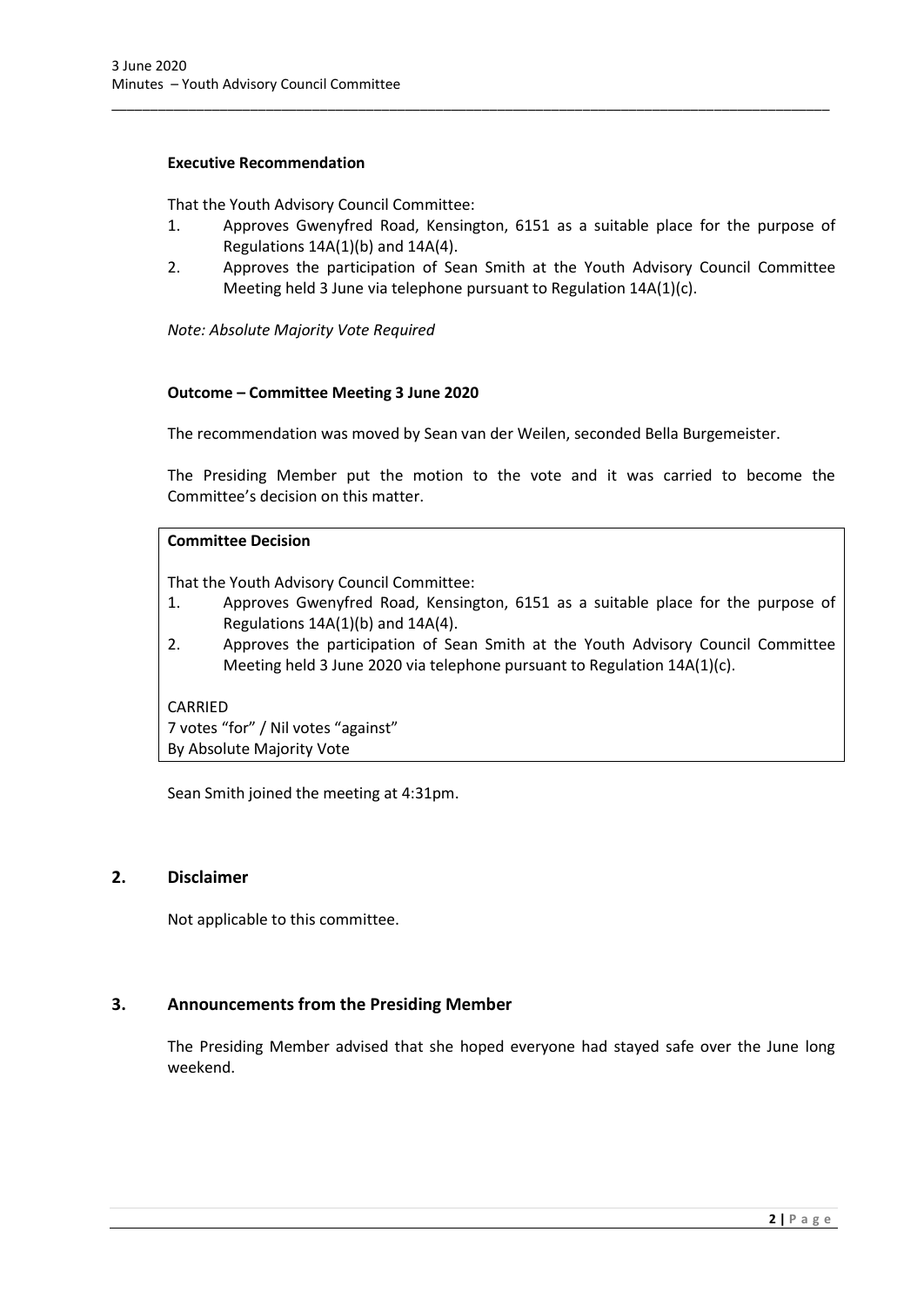**Executive Recommendation**

That the Youth Advisory Council Committee:

1. Approves Gwenyfred Road, Kensington, 6151 as a suitable place for the purpose of Regulations 14A(1)(b) and 14A(4).
2. Approves the participation of Sean Smith at the Youth Advisory Council Committee Meeting held 3 June via telephone pursuant to Regulation 14A(1)(c).

*Note: Absolute Majority Vote Required*

**Outcome – Committee Meeting 3 June 2020**

The recommendation was moved by Sean van der Weilen, seconded Bella Burgemeister.

The Presiding Member put the motion to the vote and it was carried to become the Committee's decision on this matter.

**Committee Decision**

That the Youth Advisory Council Committee:

1. Approves Gwenyfred Road, Kensington, 6151 as a suitable place for the purpose of Regulations 14A(1)(b) and 14A(4).
2. Approves the participation of Sean Smith at the Youth Advisory Council Committee Meeting held 3 June 2020 via telephone pursuant to Regulation 14A(1)(c).

CARRIED
7 votes "for" / Nil votes "against"
By Absolute Majority Vote

Sean Smith joined the meeting at 4:31pm.

## 2. Disclaimer

Not applicable to this committee.

## 3. Announcements from the Presiding Member

The Presiding Member advised that she hoped everyone had stayed safe over the June long weekend.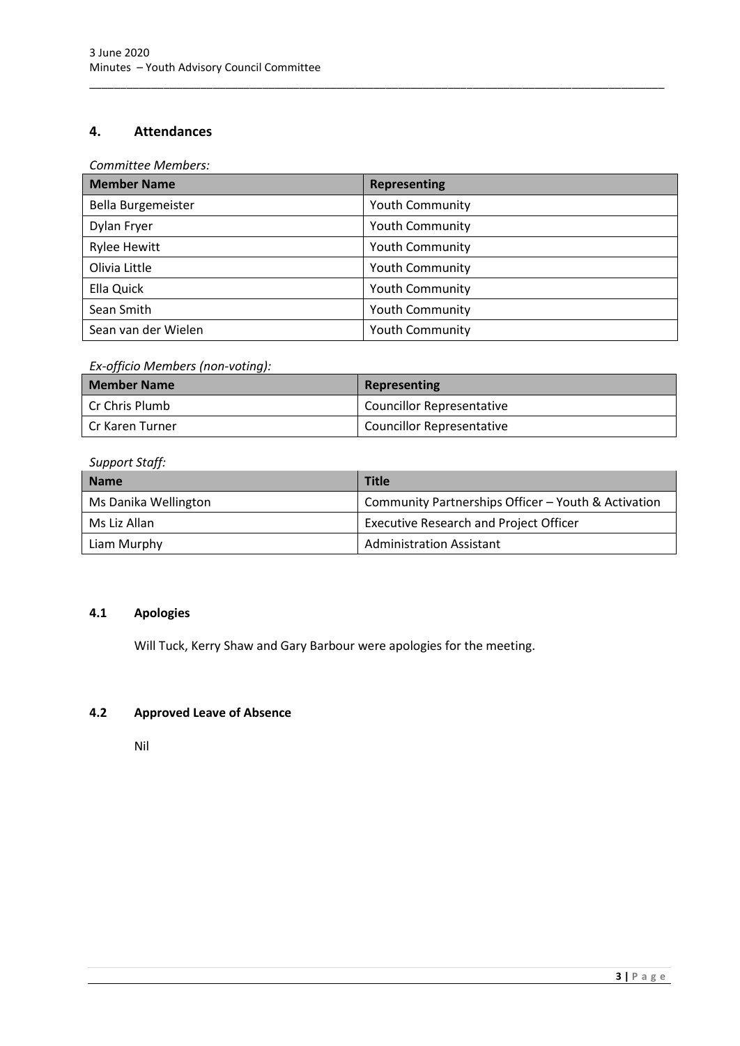## 4. Attendances

*Committee Members:*

| Member Name | Representing |
|---|---|
| Bella Burgemeister | Youth Community |
| Dylan Fryer | Youth Community |
| Rylee Hewitt | Youth Community |
| Olivia Little | Youth Community |
| Ella Quick | Youth Community |
| Sean Smith | Youth Community |
| Sean van der Wielen | Youth Community |

*Ex-officio Members (non-voting):*

| Member Name | Representing |
|---|---|
| Cr Chris Plumb | Councillor Representative |
| Cr Karen Turner | Councillor Representative |

*Support Staff:*

| Name | Title |
|---|---|
| Ms Danika Wellington | Community Partnerships Officer – Youth & Activation |
| Ms Liz Allan | Executive Research and Project Officer |
| Liam Murphy | Administration Assistant |

### 4.1 Apologies

Will Tuck, Kerry Shaw and Gary Barbour were apologies for the meeting.

### 4.2 Approved Leave of Absence

Nil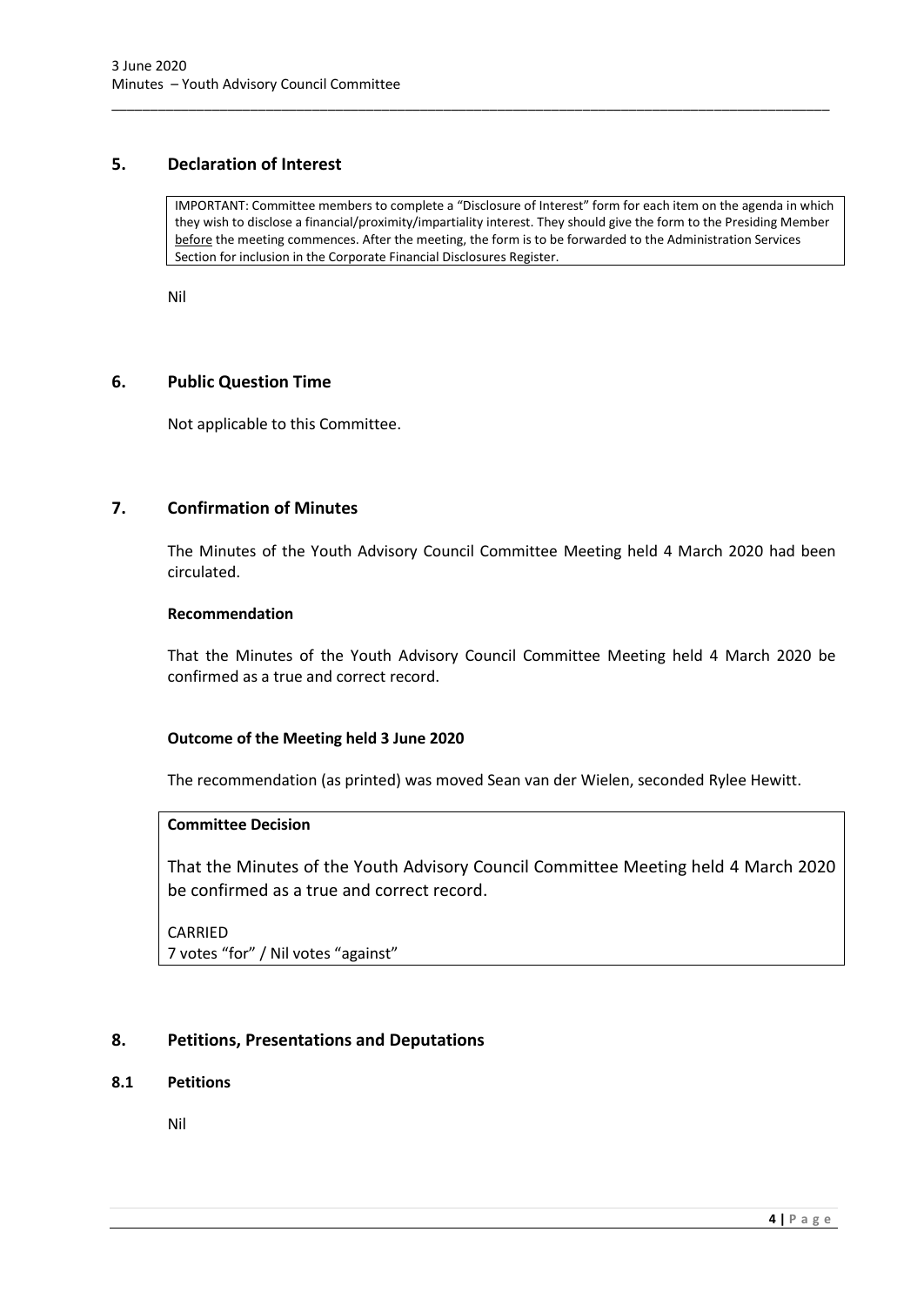## 5. Declaration of Interest

> IMPORTANT: Committee members to complete a "Disclosure of Interest" form for each item on the agenda in which they wish to disclose a financial/proximity/impartiality interest. They should give the form to the Presiding Member before the meeting commences. After the meeting, the form is to be forwarded to the Administration Services Section for inclusion in the Corporate Financial Disclosures Register.

Nil

## 6. Public Question Time

Not applicable to this Committee.

## 7. Confirmation of Minutes

The Minutes of the Youth Advisory Council Committee Meeting held 4 March 2020 had been circulated.

**Recommendation**

That the Minutes of the Youth Advisory Council Committee Meeting held 4 March 2020 be confirmed as a true and correct record.

**Outcome of the Meeting held 3 June 2020**

The recommendation (as printed) was moved Sean van der Wielen, seconded Rylee Hewitt.

> **Committee Decision**
>
> That the Minutes of the Youth Advisory Council Committee Meeting held 4 March 2020 be confirmed as a true and correct record.
>
> CARRIED
> 7 votes "for" / Nil votes "against"

## 8. Petitions, Presentations and Deputations

### 8.1 Petitions

Nil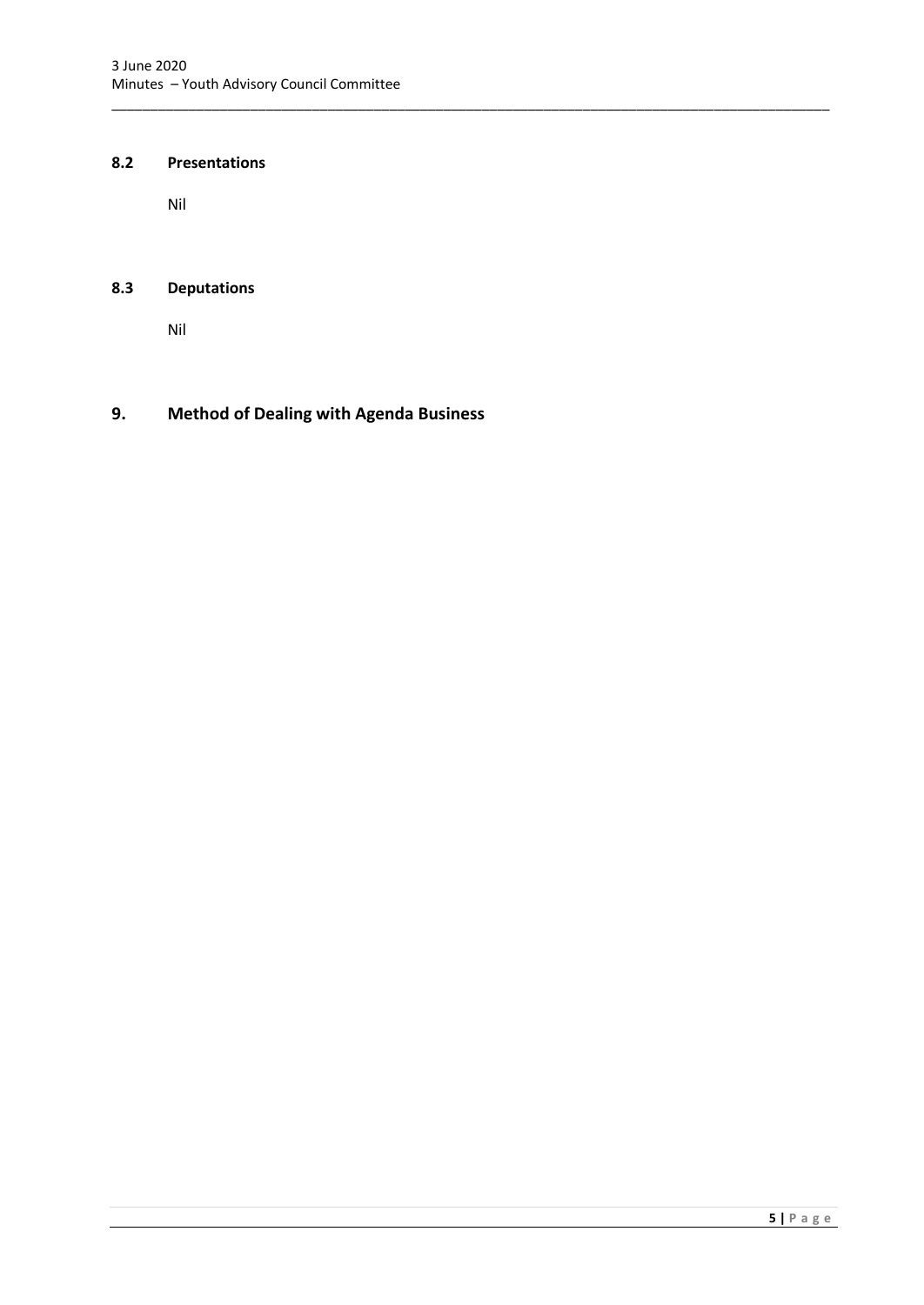### 8.2 Presentations

Nil

### 8.3 Deputations

Nil

## 9. Method of Dealing with Agenda Business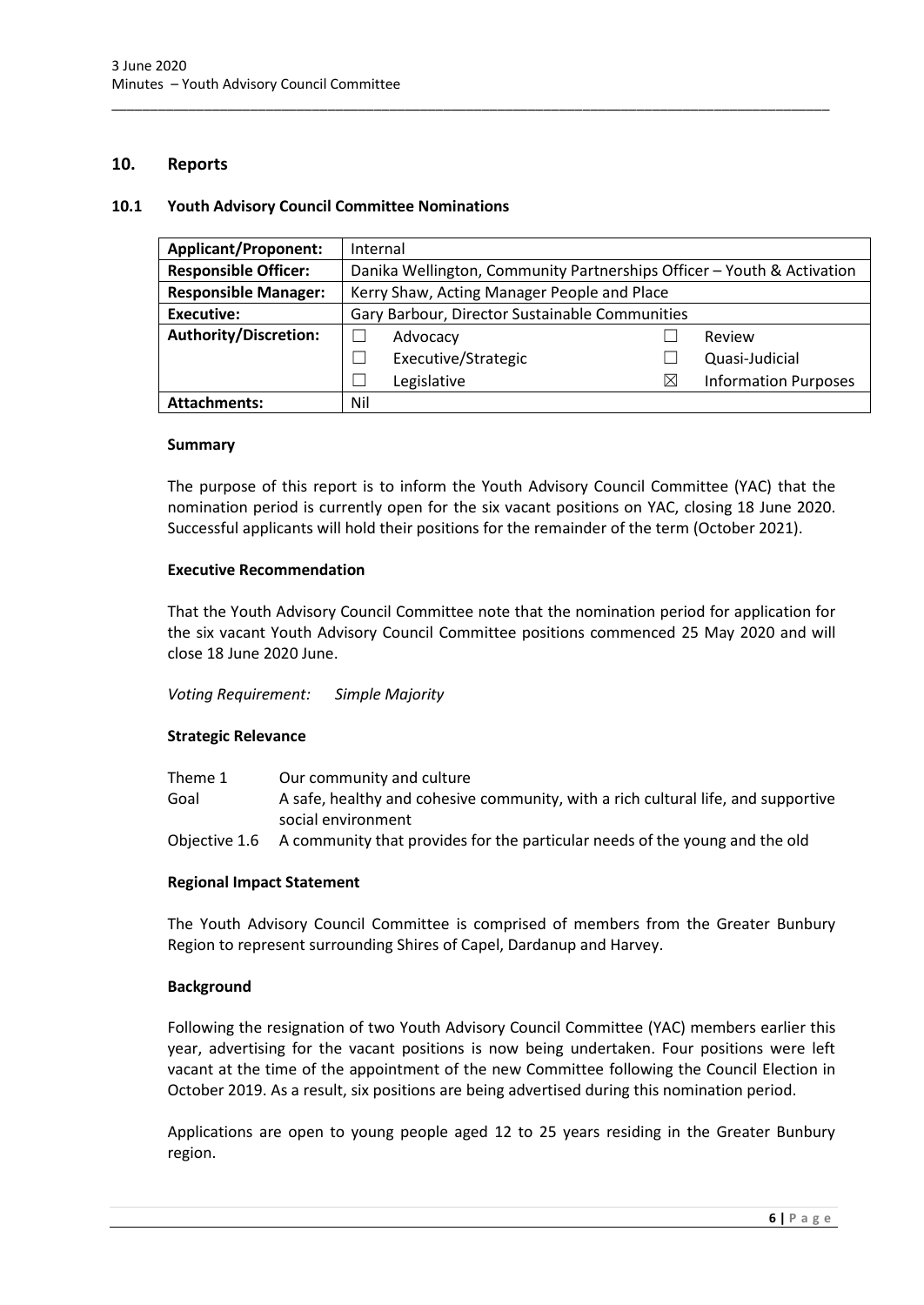## 10. Reports

### 10.1 Youth Advisory Council Committee Nominations

| **Applicant/Proponent:** | Internal | | | |
|---|---|---|---|---|
| **Responsible Officer:** | Danika Wellington, Community Partnerships Officer – Youth & Activation | | | |
| **Responsible Manager:** | Kerry Shaw, Acting Manager People and Place | | | |
| **Executive:** | Gary Barbour, Director Sustainable Communities | | | |
| **Authority/Discretion:** | ☐ | Advocacy | ☐ | Review |
| | ☐ | Executive/Strategic | ☐ | Quasi-Judicial |
| | ☐ | Legislative | ☒ | Information Purposes |
| **Attachments:** | Nil | | | |

**Summary**

The purpose of this report is to inform the Youth Advisory Council Committee (YAC) that the nomination period is currently open for the six vacant positions on YAC, closing 18 June 2020. Successful applicants will hold their positions for the remainder of the term (October 2021).

**Executive Recommendation**

That the Youth Advisory Council Committee note that the nomination period for application for the six vacant Youth Advisory Council Committee positions commenced 25 May 2020 and will close 18 June 2020 June.

*Voting Requirement: Simple Majority*

**Strategic Relevance**

| | |
|---|---|
| Theme 1 | Our community and culture |
| Goal | A safe, healthy and cohesive community, with a rich cultural life, and supportive social environment |
| Objective 1.6 | A community that provides for the particular needs of the young and the old |

**Regional Impact Statement**

The Youth Advisory Council Committee is comprised of members from the Greater Bunbury Region to represent surrounding Shires of Capel, Dardanup and Harvey.

**Background**

Following the resignation of two Youth Advisory Council Committee (YAC) members earlier this year, advertising for the vacant positions is now being undertaken. Four positions were left vacant at the time of the appointment of the new Committee following the Council Election in October 2019. As a result, six positions are being advertised during this nomination period.

Applications are open to young people aged 12 to 25 years residing in the Greater Bunbury region.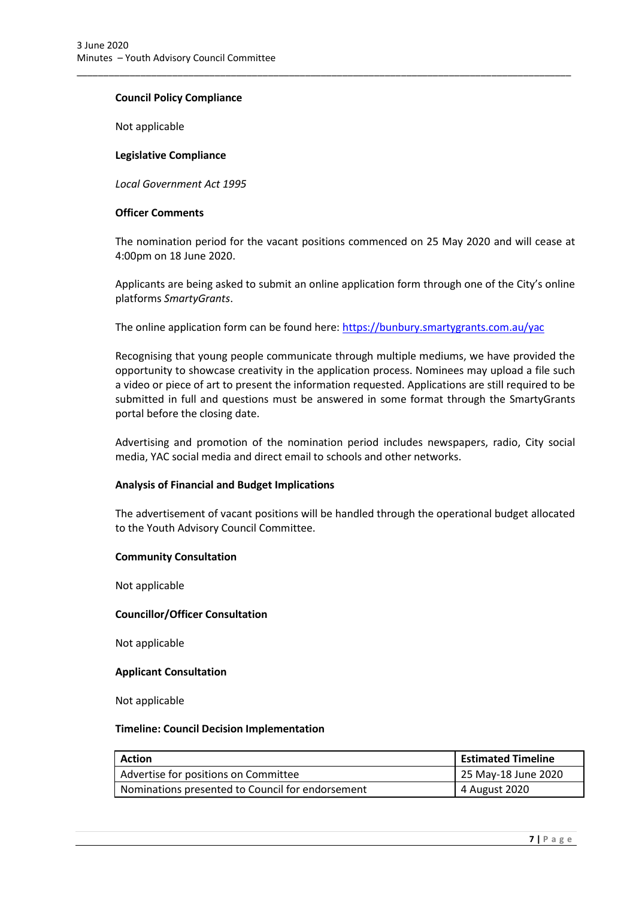**Council Policy Compliance**

Not applicable

**Legislative Compliance**

*Local Government Act 1995*

**Officer Comments**

The nomination period for the vacant positions commenced on 25 May 2020 and will cease at 4:00pm on 18 June 2020.

Applicants are being asked to submit an online application form through one of the City's online platforms *SmartyGrants*.

The online application form can be found here: https://bunbury.smartygrants.com.au/yac

Recognising that young people communicate through multiple mediums, we have provided the opportunity to showcase creativity in the application process. Nominees may upload a file such a video or piece of art to present the information requested. Applications are still required to be submitted in full and questions must be answered in some format through the SmartyGrants portal before the closing date.

Advertising and promotion of the nomination period includes newspapers, radio, City social media, YAC social media and direct email to schools and other networks.

**Analysis of Financial and Budget Implications**

The advertisement of vacant positions will be handled through the operational budget allocated to the Youth Advisory Council Committee.

**Community Consultation**

Not applicable

**Councillor/Officer Consultation**

Not applicable

**Applicant Consultation**

Not applicable

**Timeline: Council Decision Implementation**

| Action | Estimated Timeline |
|---|---|
| Advertise for positions on Committee | 25 May-18 June 2020 |
| Nominations presented to Council for endorsement | 4 August 2020 |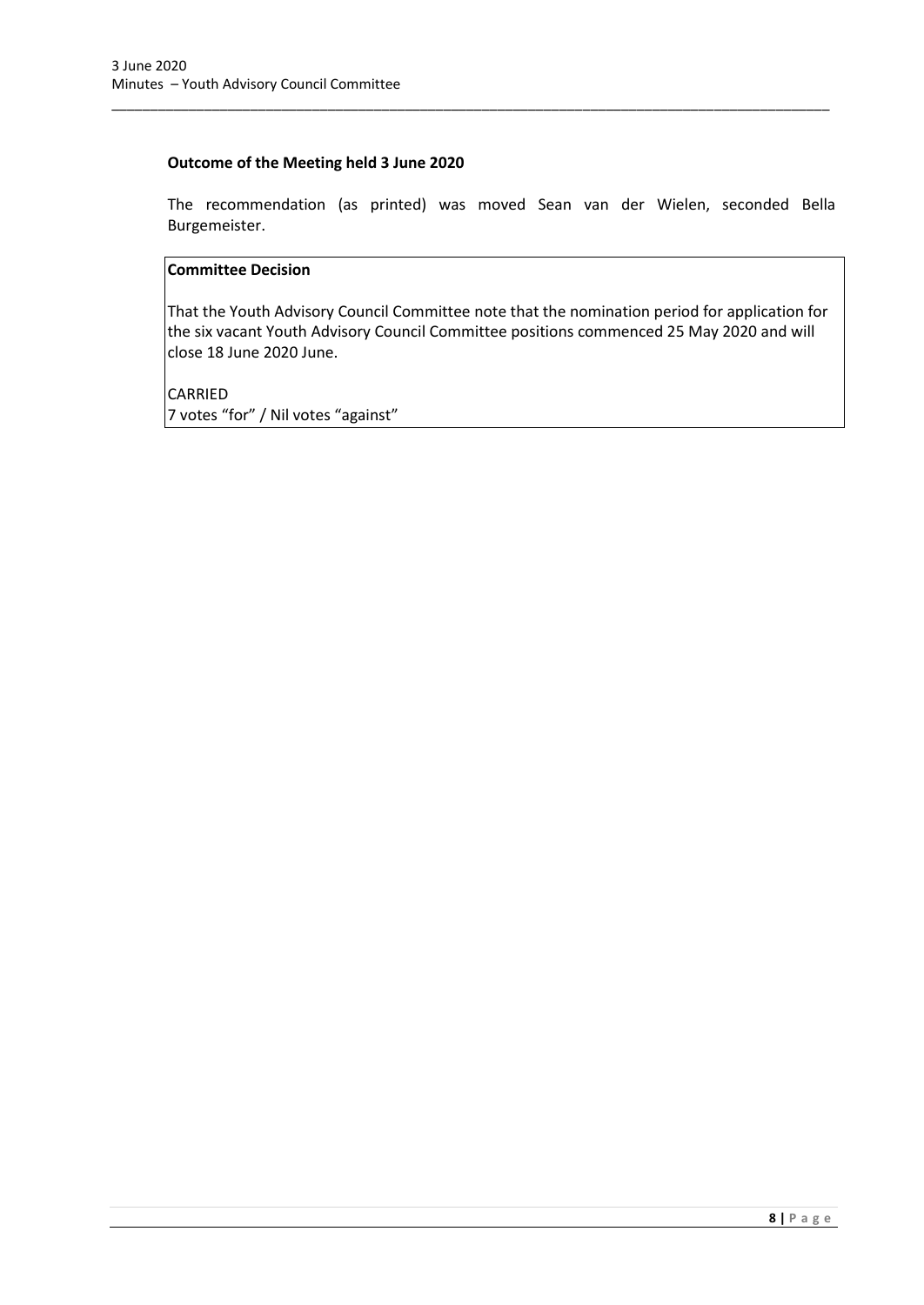**Outcome of the Meeting held 3 June 2020**

The recommendation (as printed) was moved Sean van der Wielen, seconded Bella Burgemeister.

**Committee Decision**

That the Youth Advisory Council Committee note that the nomination period for application for the six vacant Youth Advisory Council Committee positions commenced 25 May 2020 and will close 18 June 2020 June.

CARRIED
7 votes "for" / Nil votes "against"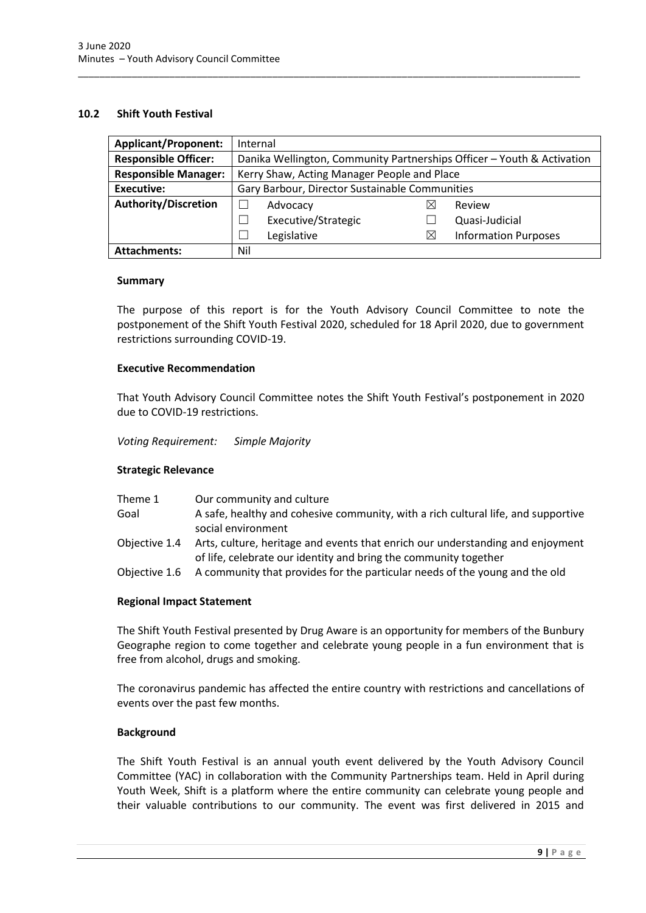## 10.2 Shift Youth Festival

| Applicant/Proponent: | Internal | | | |
|---|---|---|---|---|
| Responsible Officer: | Danika Wellington, Community Partnerships Officer – Youth & Activation | | | |
| Responsible Manager: | Kerry Shaw, Acting Manager People and Place | | | |
| Executive: | Gary Barbour, Director Sustainable Communities | | | |
| Authority/Discretion | ☐ | Advocacy | ☒ | Review |
| | ☐ | Executive/Strategic | ☐ | Quasi-Judicial |
| | ☐ | Legislative | ☒ | Information Purposes |
| Attachments: | Nil | | | |

### Summary

The purpose of this report is for the Youth Advisory Council Committee to note the postponement of the Shift Youth Festival 2020, scheduled for 18 April 2020, due to government restrictions surrounding COVID-19.

### Executive Recommendation

That Youth Advisory Council Committee notes the Shift Youth Festival's postponement in 2020 due to COVID-19 restrictions.

*Voting Requirement: Simple Majority*

### Strategic Relevance

| | |
|---|---|
| Theme 1 | Our community and culture |
| Goal | A safe, healthy and cohesive community, with a rich cultural life, and supportive social environment |
| Objective 1.4 | Arts, culture, heritage and events that enrich our understanding and enjoyment of life, celebrate our identity and bring the community together |
| Objective 1.6 | A community that provides for the particular needs of the young and the old |

### Regional Impact Statement

The Shift Youth Festival presented by Drug Aware is an opportunity for members of the Bunbury Geographe region to come together and celebrate young people in a fun environment that is free from alcohol, drugs and smoking.

The coronavirus pandemic has affected the entire country with restrictions and cancellations of events over the past few months.

### Background

The Shift Youth Festival is an annual youth event delivered by the Youth Advisory Council Committee (YAC) in collaboration with the Community Partnerships team. Held in April during Youth Week, Shift is a platform where the entire community can celebrate young people and their valuable contributions to our community. The event was first delivered in 2015 and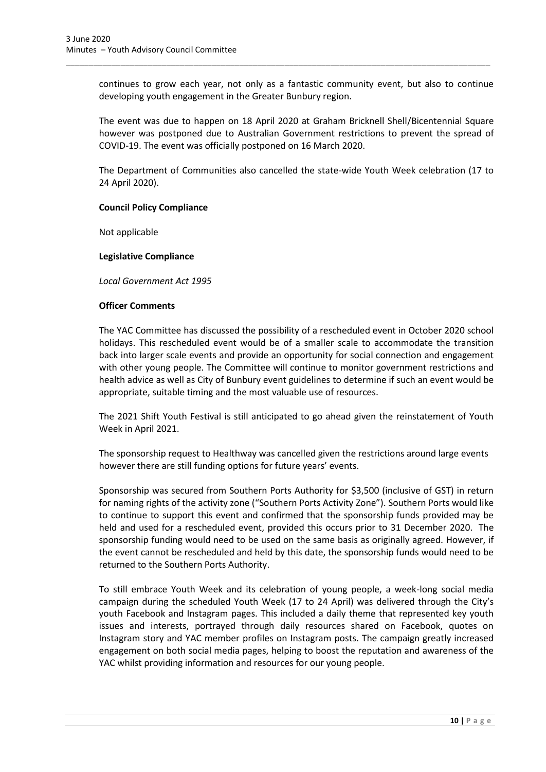continues to grow each year, not only as a fantastic community event, but also to continue developing youth engagement in the Greater Bunbury region.

The event was due to happen on 18 April 2020 at Graham Bricknell Shell/Bicentennial Square however was postponed due to Australian Government restrictions to prevent the spread of COVID-19. The event was officially postponed on 16 March 2020.

The Department of Communities also cancelled the state-wide Youth Week celebration (17 to 24 April 2020).

**Council Policy Compliance**

Not applicable

**Legislative Compliance**

*Local Government Act 1995*

**Officer Comments**

The YAC Committee has discussed the possibility of a rescheduled event in October 2020 school holidays. This rescheduled event would be of a smaller scale to accommodate the transition back into larger scale events and provide an opportunity for social connection and engagement with other young people. The Committee will continue to monitor government restrictions and health advice as well as City of Bunbury event guidelines to determine if such an event would be appropriate, suitable timing and the most valuable use of resources.

The 2021 Shift Youth Festival is still anticipated to go ahead given the reinstatement of Youth Week in April 2021.

The sponsorship request to Healthway was cancelled given the restrictions around large events however there are still funding options for future years' events.

Sponsorship was secured from Southern Ports Authority for $3,500 (inclusive of GST) in return for naming rights of the activity zone ("Southern Ports Activity Zone"). Southern Ports would like to continue to support this event and confirmed that the sponsorship funds provided may be held and used for a rescheduled event, provided this occurs prior to 31 December 2020. The sponsorship funding would need to be used on the same basis as originally agreed. However, if the event cannot be rescheduled and held by this date, the sponsorship funds would need to be returned to the Southern Ports Authority.

To still embrace Youth Week and its celebration of young people, a week-long social media campaign during the scheduled Youth Week (17 to 24 April) was delivered through the City's youth Facebook and Instagram pages. This included a daily theme that represented key youth issues and interests, portrayed through daily resources shared on Facebook, quotes on Instagram story and YAC member profiles on Instagram posts. The campaign greatly increased engagement on both social media pages, helping to boost the reputation and awareness of the YAC whilst providing information and resources for our young people.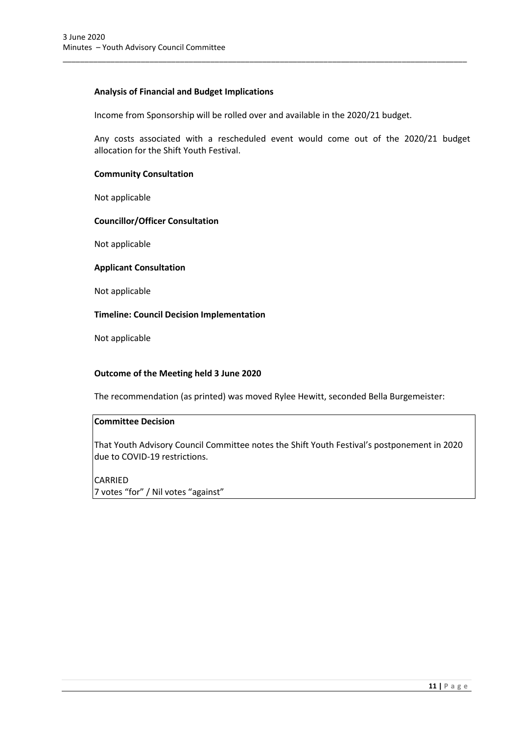**Analysis of Financial and Budget Implications**

Income from Sponsorship will be rolled over and available in the 2020/21 budget.

Any costs associated with a rescheduled event would come out of the 2020/21 budget allocation for the Shift Youth Festival.

**Community Consultation**

Not applicable

**Councillor/Officer Consultation**

Not applicable

**Applicant Consultation**

Not applicable

**Timeline: Council Decision Implementation**

Not applicable

**Outcome of the Meeting held 3 June 2020**

The recommendation (as printed) was moved Rylee Hewitt, seconded Bella Burgemeister:

| **Committee Decision** |
|---|
| That Youth Advisory Council Committee notes the Shift Youth Festival's postponement in 2020 due to COVID-19 restrictions.<br><br>CARRIED<br>7 votes "for" / Nil votes "against" |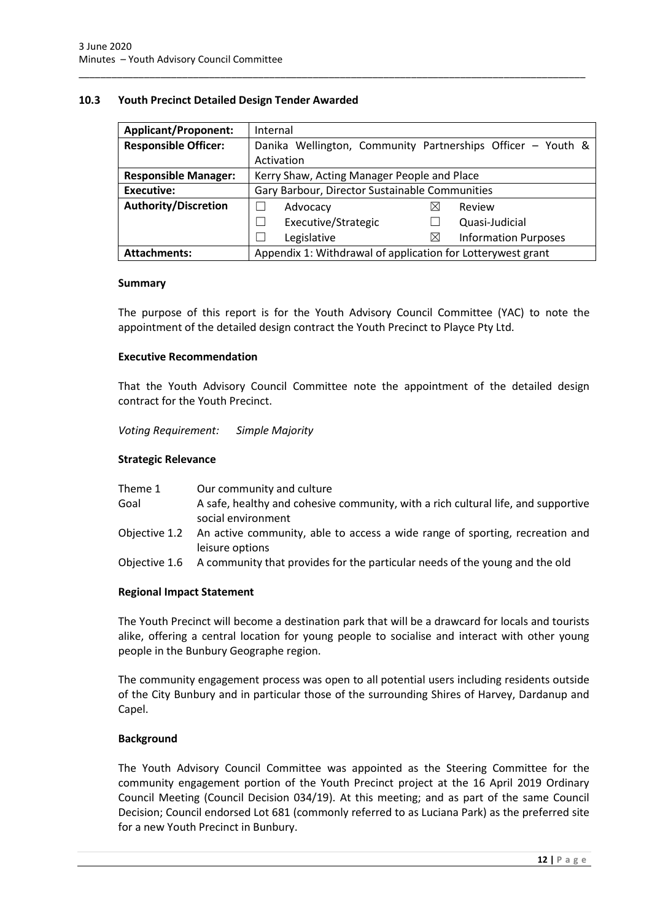## 10.3 Youth Precinct Detailed Design Tender Awarded

| | |
|---|---|
| **Applicant/Proponent:** | Internal |
| **Responsible Officer:** | Danika Wellington, Community Partnerships Officer – Youth & Activation |
| **Responsible Manager:** | Kerry Shaw, Acting Manager People and Place |
| **Executive:** | Gary Barbour, Director Sustainable Communities |
| **Authority/Discretion** | ☐ Advocacy ☒ Review<br>☐ Executive/Strategic ☐ Quasi-Judicial<br>☐ Legislative ☒ Information Purposes |
| **Attachments:** | Appendix 1: Withdrawal of application for Lotterywest grant |

### Summary

The purpose of this report is for the Youth Advisory Council Committee (YAC) to note the appointment of the detailed design contract the Youth Precinct to Playce Pty Ltd.

### Executive Recommendation

That the Youth Advisory Council Committee note the appointment of the detailed design contract for the Youth Precinct.

*Voting Requirement: Simple Majority*

### Strategic Relevance

| | |
|---|---|
| Theme 1 | Our community and culture |
| Goal | A safe, healthy and cohesive community, with a rich cultural life, and supportive social environment |
| Objective 1.2 | An active community, able to access a wide range of sporting, recreation and leisure options |
| Objective 1.6 | A community that provides for the particular needs of the young and the old |

### Regional Impact Statement

The Youth Precinct will become a destination park that will be a drawcard for locals and tourists alike, offering a central location for young people to socialise and interact with other young people in the Bunbury Geographe region.

The community engagement process was open to all potential users including residents outside of the City Bunbury and in particular those of the surrounding Shires of Harvey, Dardanup and Capel.

### Background

The Youth Advisory Council Committee was appointed as the Steering Committee for the community engagement portion of the Youth Precinct project at the 16 April 2019 Ordinary Council Meeting (Council Decision 034/19). At this meeting; and as part of the same Council Decision; Council endorsed Lot 681 (commonly referred to as Luciana Park) as the preferred site for a new Youth Precinct in Bunbury.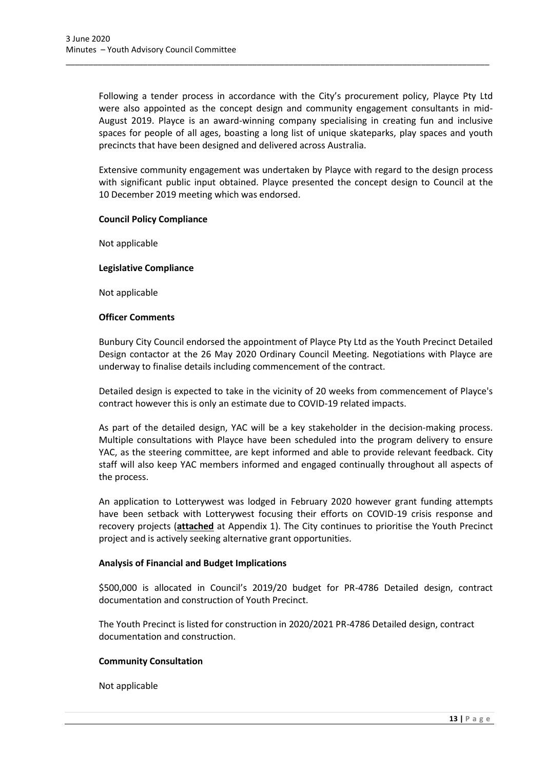Following a tender process in accordance with the City's procurement policy, Playce Pty Ltd were also appointed as the concept design and community engagement consultants in mid-August 2019. Playce is an award-winning company specialising in creating fun and inclusive spaces for people of all ages, boasting a long list of unique skateparks, play spaces and youth precincts that have been designed and delivered across Australia.

Extensive community engagement was undertaken by Playce with regard to the design process with significant public input obtained. Playce presented the concept design to Council at the 10 December 2019 meeting which was endorsed.

**Council Policy Compliance**

Not applicable

**Legislative Compliance**

Not applicable

**Officer Comments**

Bunbury City Council endorsed the appointment of Playce Pty Ltd as the Youth Precinct Detailed Design contactor at the 26 May 2020 Ordinary Council Meeting. Negotiations with Playce are underway to finalise details including commencement of the contract.

Detailed design is expected to take in the vicinity of 20 weeks from commencement of Playce's contract however this is only an estimate due to COVID-19 related impacts.

As part of the detailed design, YAC will be a key stakeholder in the decision-making process. Multiple consultations with Playce have been scheduled into the program delivery to ensure YAC, as the steering committee, are kept informed and able to provide relevant feedback. City staff will also keep YAC members informed and engaged continually throughout all aspects of the process.

An application to Lotterywest was lodged in February 2020 however grant funding attempts have been setback with Lotterywest focusing their efforts on COVID-19 crisis response and recovery projects (**attached** at Appendix 1). The City continues to prioritise the Youth Precinct project and is actively seeking alternative grant opportunities.

**Analysis of Financial and Budget Implications**

$500,000 is allocated in Council's 2019/20 budget for PR-4786 Detailed design, contract documentation and construction of Youth Precinct.

The Youth Precinct is listed for construction in 2020/2021 PR-4786 Detailed design, contract documentation and construction.

**Community Consultation**

Not applicable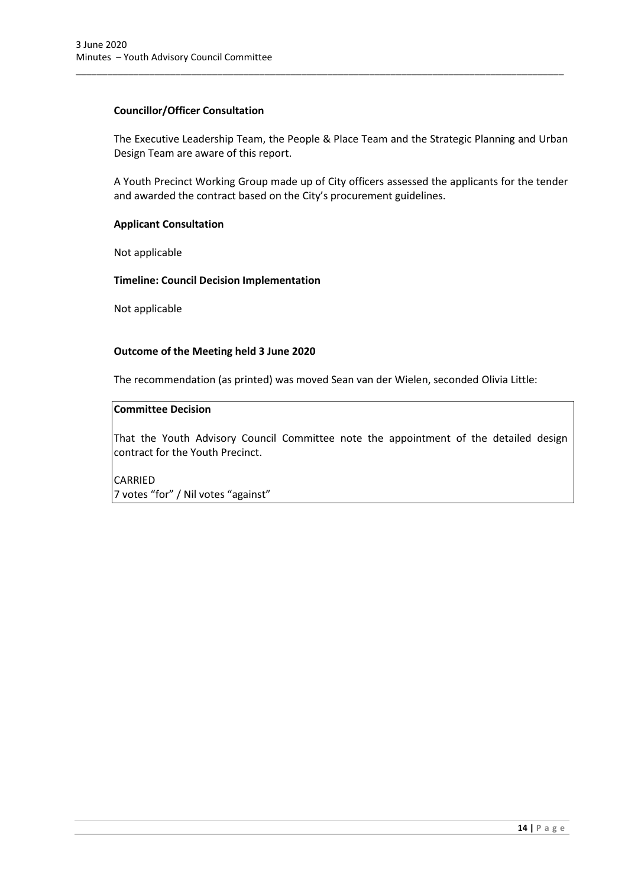**Councillor/Officer Consultation**

The Executive Leadership Team, the People & Place Team and the Strategic Planning and Urban Design Team are aware of this report.

A Youth Precinct Working Group made up of City officers assessed the applicants for the tender and awarded the contract based on the City's procurement guidelines.

**Applicant Consultation**

Not applicable

**Timeline: Council Decision Implementation**

Not applicable

**Outcome of the Meeting held 3 June 2020**

The recommendation (as printed) was moved Sean van der Wielen, seconded Olivia Little:

**Committee Decision**

That the Youth Advisory Council Committee note the appointment of the detailed design contract for the Youth Precinct.

CARRIED
7 votes "for" / Nil votes "against"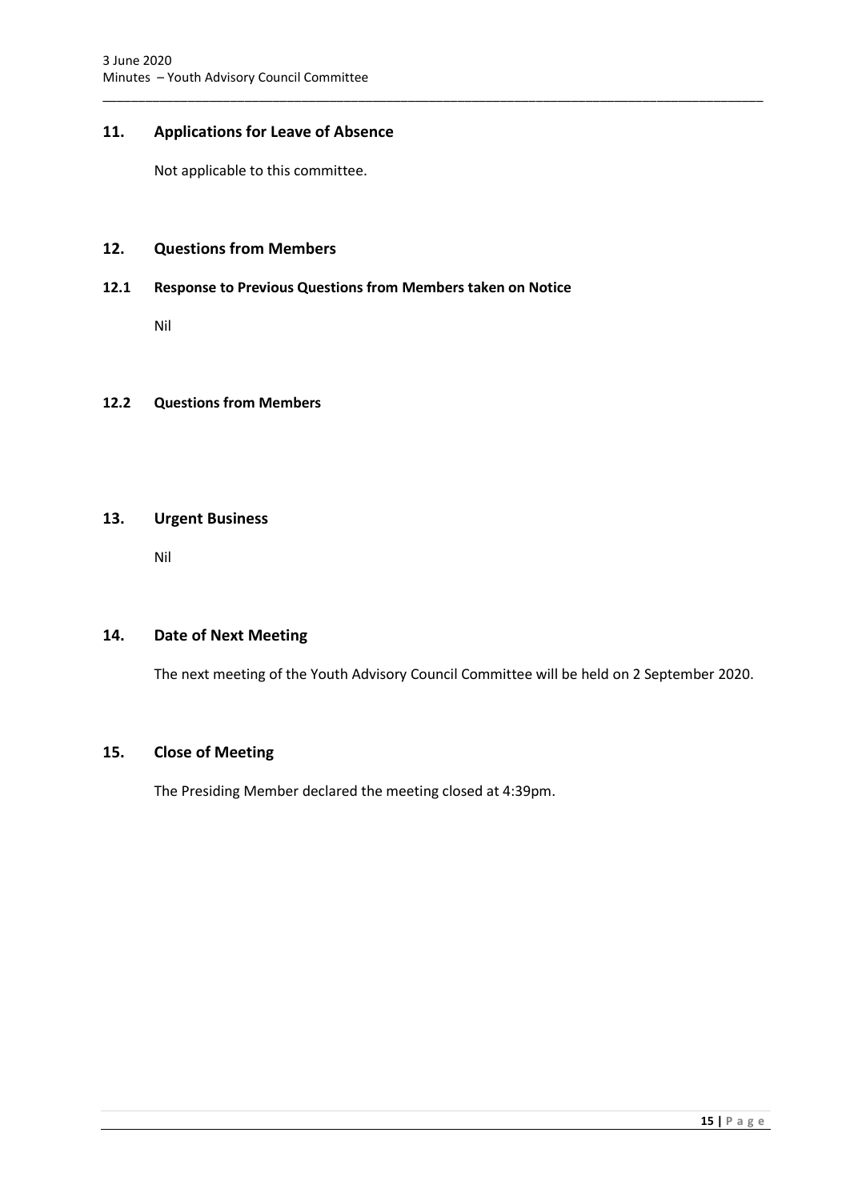## 11. Applications for Leave of Absence

Not applicable to this committee.

## 12. Questions from Members

### 12.1 Response to Previous Questions from Members taken on Notice

Nil

### 12.2 Questions from Members

## 13. Urgent Business

Nil

## 14. Date of Next Meeting

The next meeting of the Youth Advisory Council Committee will be held on 2 September 2020.

## 15. Close of Meeting

The Presiding Member declared the meeting closed at 4:39pm.